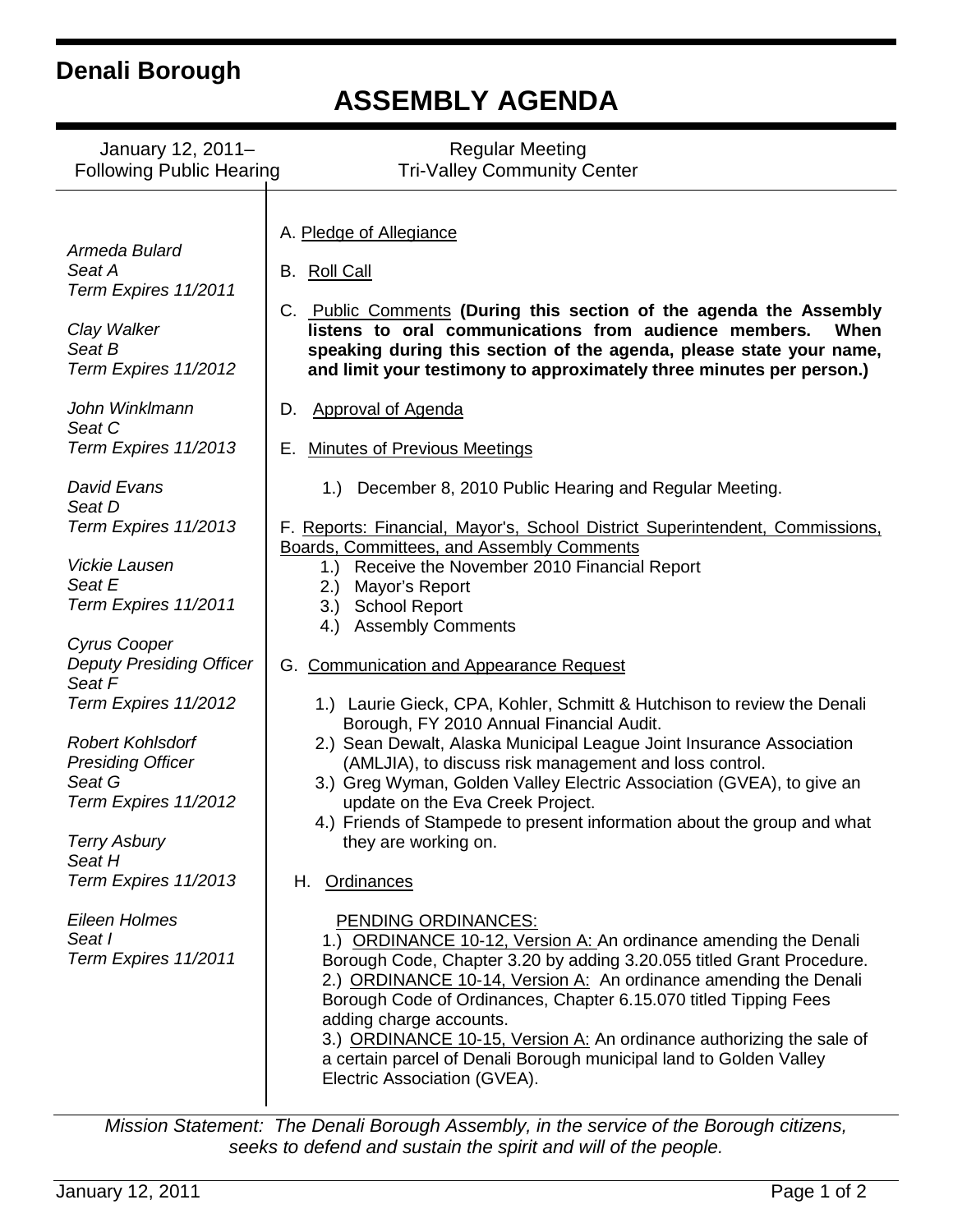# Denali Borough

## ASSEMBLY AGENDA

January 12, 2011– Following Public Hearing

Regular Meeting
Tri-Valley Community Center

*Armeda Bulard*
*Seat A*
*Term Expires 11/2011*

*Clay Walker*
*Seat B*
*Term Expires 11/2012*

*John Winklmann*
*Seat C*
*Term Expires 11/2013*

*David Evans*
*Seat D*
*Term Expires 11/2013*

*Vickie Lausen*
*Seat E*
*Term Expires 11/2011*

*Cyrus Cooper*
*Deputy Presiding Officer*
*Seat F*
*Term Expires 11/2012*

*Robert Kohlsdorf*
*Presiding Officer*
*Seat G*
*Term Expires 11/2012*

*Terry Asbury*
*Seat H*
*Term Expires 11/2013*

*Eileen Holmes*
*Seat I*
*Term Expires 11/2011*

A. Pledge of Allegiance

B. Roll Call

C. Public Comments **(During this section of the agenda the Assembly listens to oral communications from audience members. When speaking during this section of the agenda, please state your name, and limit your testimony to approximately three minutes per person.)**

D. Approval of Agenda

E. Minutes of Previous Meetings

1.) December 8, 2010 Public Hearing and Regular Meeting.

F. Reports: Financial, Mayor's, School District Superintendent, Commissions, Boards, Committees, and Assembly Comments

1.) Receive the November 2010 Financial Report
2.) Mayor's Report
3.) School Report
4.) Assembly Comments

G. Communication and Appearance Request

1.) Laurie Gieck, CPA, Kohler, Schmitt & Hutchison to review the Denali Borough, FY 2010 Annual Financial Audit.
2.) Sean Dewalt, Alaska Municipal League Joint Insurance Association (AMLJIA), to discuss risk management and loss control.
3.) Greg Wyman, Golden Valley Electric Association (GVEA), to give an update on the Eva Creek Project.
4.) Friends of Stampede to present information about the group and what they are working on.

H. Ordinances

PENDING ORDINANCES:

1.) ORDINANCE 10-12, Version A: An ordinance amending the Denali Borough Code, Chapter 3.20 by adding 3.20.055 titled Grant Procedure.
2.) ORDINANCE 10-14, Version A: An ordinance amending the Denali Borough Code of Ordinances, Chapter 6.15.070 titled Tipping Fees adding charge accounts.
3.) ORDINANCE 10-15, Version A: An ordinance authorizing the sale of a certain parcel of Denali Borough municipal land to Golden Valley Electric Association (GVEA).

*Mission Statement: The Denali Borough Assembly, in the service of the Borough citizens, seeks to defend and sustain the spirit and will of the people.*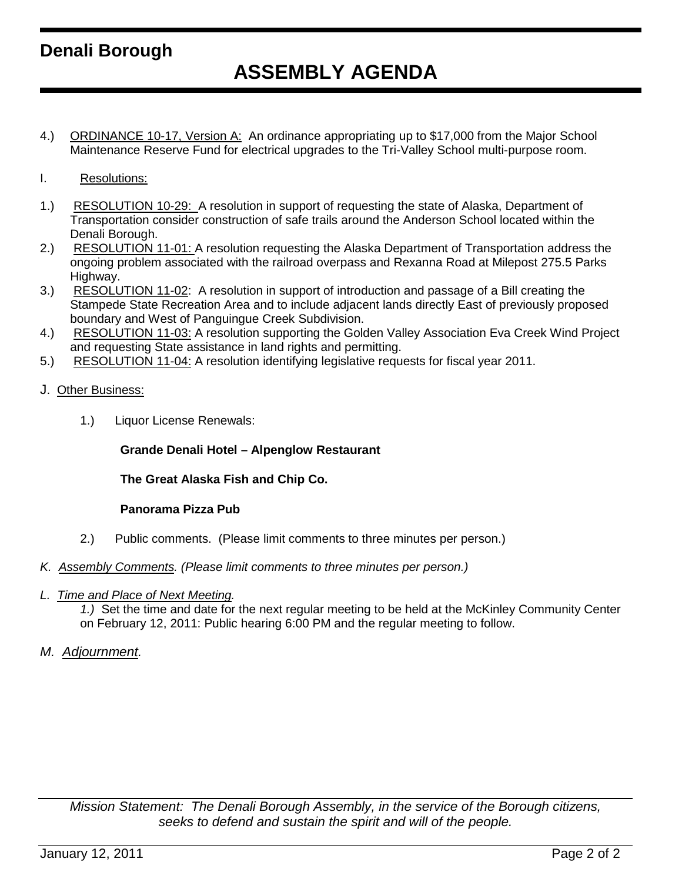**Denali Borough**

# ASSEMBLY AGENDA

4.) ORDINANCE 10-17, Version A: An ordinance appropriating up to $17,000 from the Major School Maintenance Reserve Fund for electrical upgrades to the Tri-Valley School multi-purpose room.

I. Resolutions:

1.) RESOLUTION 10-29: A resolution in support of requesting the state of Alaska, Department of Transportation consider construction of safe trails around the Anderson School located within the Denali Borough.
2.) RESOLUTION 11-01: A resolution requesting the Alaska Department of Transportation address the ongoing problem associated with the railroad overpass and Rexanna Road at Milepost 275.5 Parks Highway.
3.) RESOLUTION 11-02: A resolution in support of introduction and passage of a Bill creating the Stampede State Recreation Area and to include adjacent lands directly East of previously proposed boundary and West of Panguingue Creek Subdivision.
4.) RESOLUTION 11-03: A resolution supporting the Golden Valley Association Eva Creek Wind Project and requesting State assistance in land rights and permitting.
5.) RESOLUTION 11-04: A resolution identifying legislative requests for fiscal year 2011.

J. Other Business:

1.) Liquor License Renewals:

**Grande Denali Hotel – Alpenglow Restaurant**

**The Great Alaska Fish and Chip Co.**

**Panorama Pizza Pub**

2.) Public comments. (Please limit comments to three minutes per person.)

*K. Assembly Comments. (Please limit comments to three minutes per person.)*

*L. Time and Place of Next Meeting.*

*1.)* Set the time and date for the next regular meeting to be held at the McKinley Community Center on February 12, 2011: Public hearing 6:00 PM and the regular meeting to follow.

*M. Adjournment.*

*Mission Statement: The Denali Borough Assembly, in the service of the Borough citizens, seeks to defend and sustain the spirit and will of the people.*

January 12, 2011